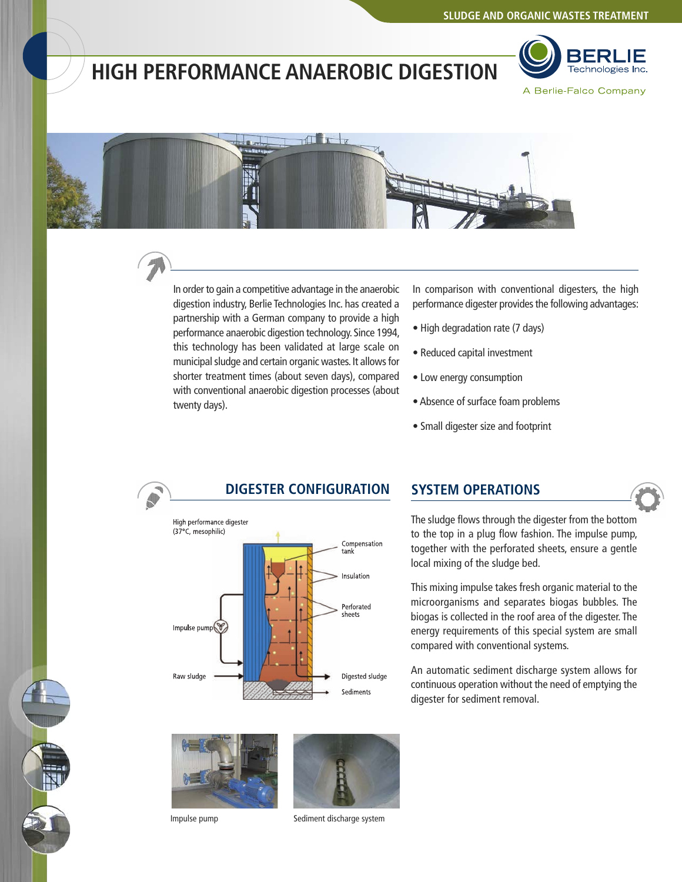# HIGH PERFORMANCE ANAEROBIC DIGESTION

BERLIE Technologies Inc.
A Berlie-Falco Company

In order to gain a competitive advantage in the anaerobic digestion industry, Berlie Technologies Inc. has created a partnership with a German company to provide a high performance anaerobic digestion technology. Since 1994, this technology has been validated at large scale on municipal sludge and certain organic wastes. It allows for shorter treatment times (about seven days), compared with conventional anaerobic digestion processes (about twenty days).

In comparison with conventional digesters, the high performance digester provides the following advantages:

- High degradation rate (7 days)
- Reduced capital investment
- Low energy consumption
- Absence of surface foam problems
- Small digester size and footprint

## DIGESTER CONFIGURATION

High performance digester (37°C, mesophilic)

Compensation tank
Insulation
Perforated sheets
Impulse pump
Raw sludge
Digested sludge
Sediments

Impulse pump

Sediment discharge system

## SYSTEM OPERATIONS

The sludge flows through the digester from the bottom to the top in a plug flow fashion. The impulse pump, together with the perforated sheets, ensure a gentle local mixing of the sludge bed.

This mixing impulse takes fresh organic material to the microorganisms and separates biogas bubbles. The biogas is collected in the roof area of the digester. The energy requirements of this special system are small compared with conventional systems.

An automatic sediment discharge system allows for continuous operation without the need of emptying the digester for sediment removal.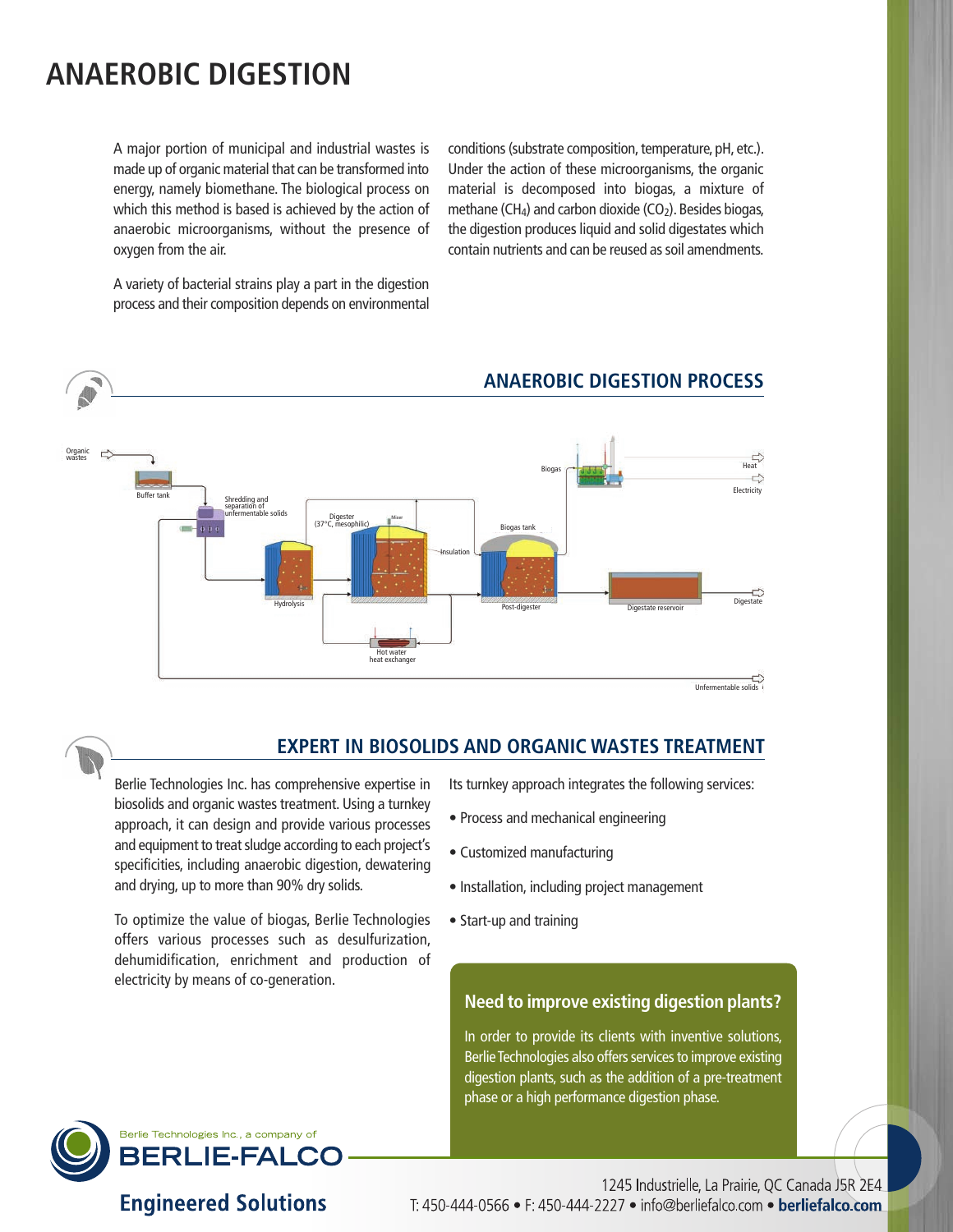# ANAEROBIC DIGESTION

A major portion of municipal and industrial wastes is made up of organic material that can be transformed into energy, namely biomethane. The biological process on which this method is based is achieved by the action of anaerobic microorganisms, without the presence of oxygen from the air.

A variety of bacterial strains play a part in the digestion process and their composition depends on environmental conditions (substrate composition, temperature, pH, etc.). Under the action of these microorganisms, the organic material is decomposed into biogas, a mixture of methane ($CH_4$) and carbon dioxide ($CO_2$). Besides biogas, the digestion produces liquid and solid digestates which contain nutrients and can be reused as soil amendments.

## ANAEROBIC DIGESTION PROCESS

Organic wastes
Buffer tank
Shredding and separation of unfermentable solids
Hydrolysis
Digester (37°C, mesophilic)
Mixer
Insulation
Hot water heat exchanger
Biogas tank
Post-digester
Biogas
Heat
Electricity
Digestate reservoir
Digestate
Unfermentable solids

## EXPERT IN BIOSOLIDS AND ORGANIC WASTES TREATMENT

Berlie Technologies Inc. has comprehensive expertise in biosolids and organic wastes treatment. Using a turnkey approach, it can design and provide various processes and equipment to treat sludge according to each project's specificities, including anaerobic digestion, dewatering and drying, up to more than 90% dry solids.

To optimize the value of biogas, Berlie Technologies offers various processes such as desulfurization, dehumidification, enrichment and production of electricity by means of co-generation.

Its turnkey approach integrates the following services:

- Process and mechanical engineering
- Customized manufacturing
- Installation, including project management
- Start-up and training

### Need to improve existing digestion plants?

In order to provide its clients with inventive solutions, Berlie Technologies also offers services to improve existing digestion plants, such as the addition of a pre-treatment phase or a high performance digestion phase.

Berlie Technologies Inc., a company of BERLIE-FALCO

**Engineered Solutions**

1245 Industrielle, La Prairie, QC Canada J5R 2E4
T: 450-444-0566 • F: 450-444-2227 • info@berliefalco.com • **berliefalco.com**